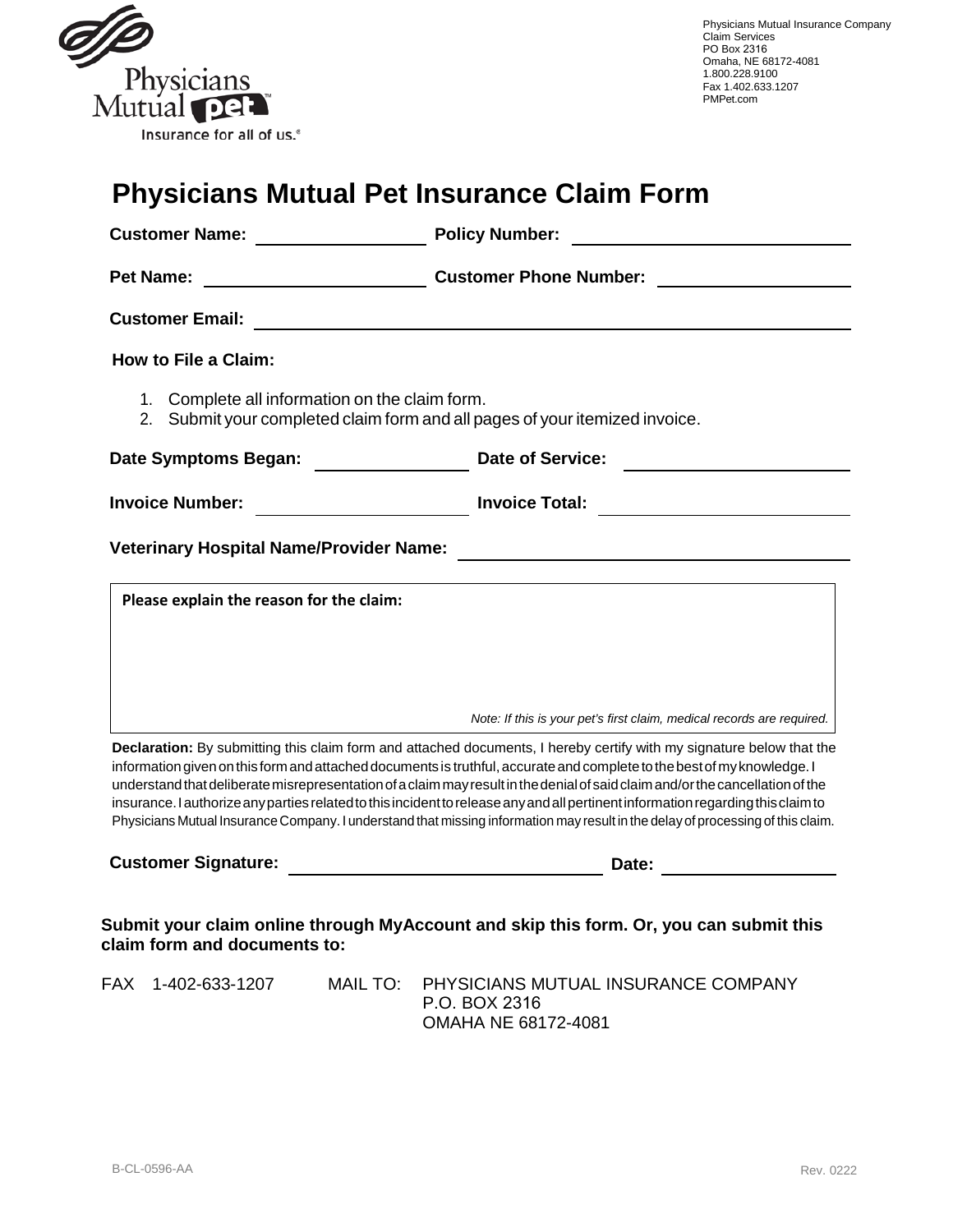Physicians Mutual pet™

Insurance for all of us.®

Physicians Mutual Insurance Company
Claim Services
PO Box 2316
Omaha, NE 68172-4081
1.800.228.9100
Fax 1.402.633.1207
PMPet.com

# Physicians Mutual Pet Insurance Claim Form

**Customer Name:** ____________________ **Policy Number:** ____________________

**Pet Name:** ____________________ **Customer Phone Number:** ____________________

**Customer Email:** ________________________________________

**How to File a Claim:**

1. Complete all information on the claim form.
2. Submit your completed claim form and all pages of your itemized invoice.

**Date Symptoms Began:** ____________________ **Date of Service:** ____________________

**Invoice Number:** ____________________ **Invoice Total:** ____________________

**Veterinary Hospital Name/Provider Name:** ________________________________________

**Please explain the reason for the claim:**

*Note: If this is your pet's first claim, medical records are required.*

**Declaration:** By submitting this claim form and attached documents, I hereby certify with my signature below that the information given on this form and attached documents is truthful, accurate and complete to the best of my knowledge. I understand that deliberate misrepresentation of a claim may result in the denial of said claim and/or the cancellation of the insurance. I authorize any parties related to this incident to release any and all pertinent information regarding this claim to Physicians Mutual Insurance Company. I understand that missing information may result in the delay of processing of this claim.

**Customer Signature:** ________________________________ **Date:** ____________________

**Submit your claim online through MyAccount and skip this form. Or, you can submit this claim form and documents to:**

FAX 1-402-633-1207

MAIL TO: PHYSICIANS MUTUAL INSURANCE COMPANY
P.O. BOX 2316
OMAHA NE 68172-4081

B-CL-0596-AA Rev. 0222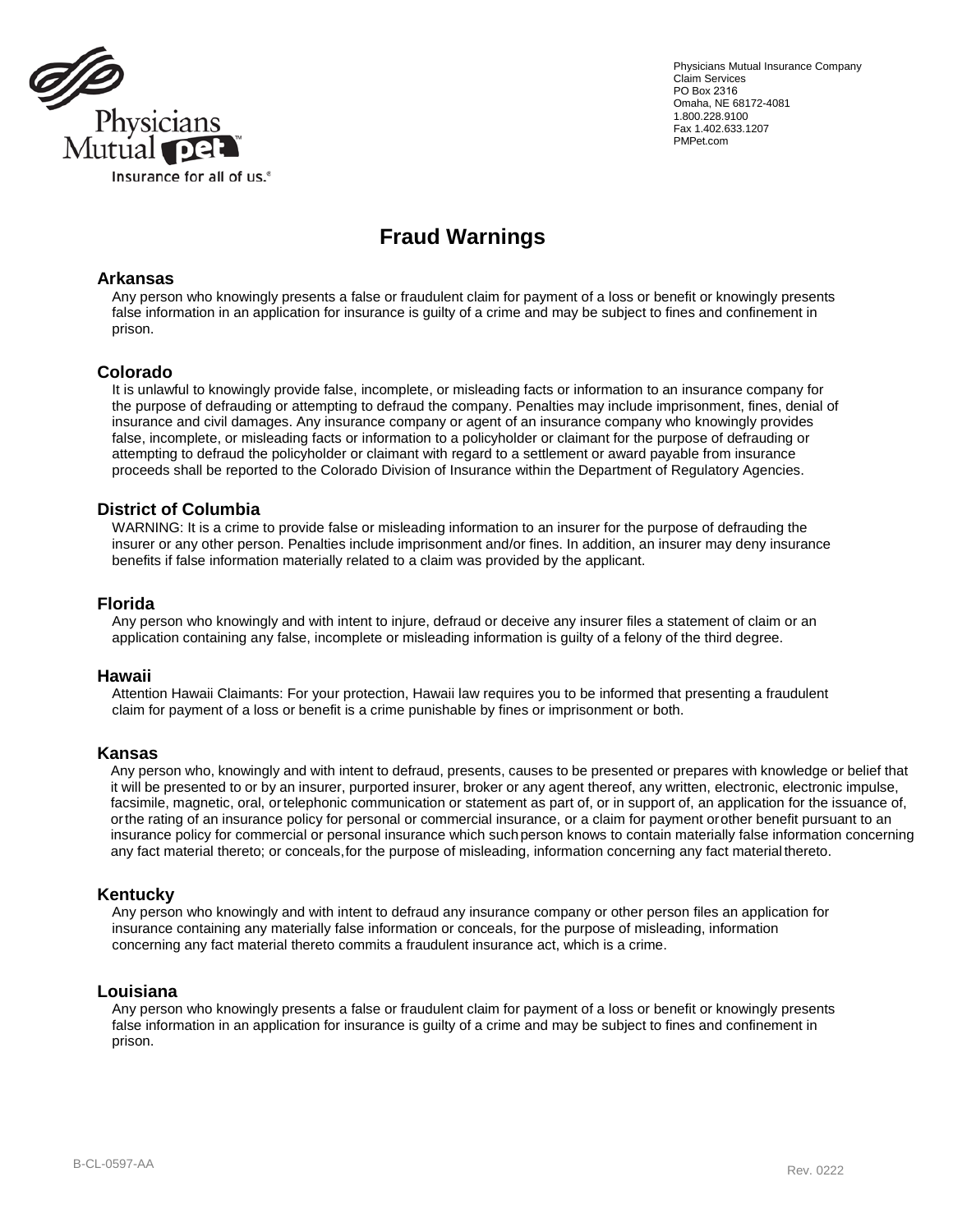Physicians Mutual Insurance Company
Claim Services
PO Box 2316
Omaha, NE 68172-4081
1.800.228.9100
Fax 1.402.633.1207
PMPet.com

Physicians Mutual pet
Insurance for all of us.®

# Fraud Warnings

## Arkansas

Any person who knowingly presents a false or fraudulent claim for payment of a loss or benefit or knowingly presents false information in an application for insurance is guilty of a crime and may be subject to fines and confinement in prison.

## Colorado

It is unlawful to knowingly provide false, incomplete, or misleading facts or information to an insurance company for the purpose of defrauding or attempting to defraud the company. Penalties may include imprisonment, fines, denial of insurance and civil damages. Any insurance company or agent of an insurance company who knowingly provides false, incomplete, or misleading facts or information to a policyholder or claimant for the purpose of defrauding or attempting to defraud the policyholder or claimant with regard to a settlement or award payable from insurance proceeds shall be reported to the Colorado Division of Insurance within the Department of Regulatory Agencies.

## District of Columbia

WARNING: It is a crime to provide false or misleading information to an insurer for the purpose of defrauding the insurer or any other person. Penalties include imprisonment and/or fines. In addition, an insurer may deny insurance benefits if false information materially related to a claim was provided by the applicant.

## Florida

Any person who knowingly and with intent to injure, defraud or deceive any insurer files a statement of claim or an application containing any false, incomplete or misleading information is guilty of a felony of the third degree.

## Hawaii

Attention Hawaii Claimants: For your protection, Hawaii law requires you to be informed that presenting a fraudulent claim for payment of a loss or benefit is a crime punishable by fines or imprisonment or both.

## Kansas

Any person who, knowingly and with intent to defraud, presents, causes to be presented or prepares with knowledge or belief that it will be presented to or by an insurer, purported insurer, broker or any agent thereof, any written, electronic, electronic impulse, facsimile, magnetic, oral, or telephonic communication or statement as part of, or in support of, an application for the issuance of, or the rating of an insurance policy for personal or commercial insurance, or a claim for payment or other benefit pursuant to an insurance policy for commercial or personal insurance which such person knows to contain materially false information concerning any fact material thereto; or conceals, for the purpose of misleading, information concerning any fact material thereto.

## Kentucky

Any person who knowingly and with intent to defraud any insurance company or other person files an application for insurance containing any materially false information or conceals, for the purpose of misleading, information concerning any fact material thereto commits a fraudulent insurance act, which is a crime.

## Louisiana

Any person who knowingly presents a false or fraudulent claim for payment of a loss or benefit or knowingly presents false information in an application for insurance is guilty of a crime and may be subject to fines and confinement in prison.

B-CL-0597-AA Rev. 0222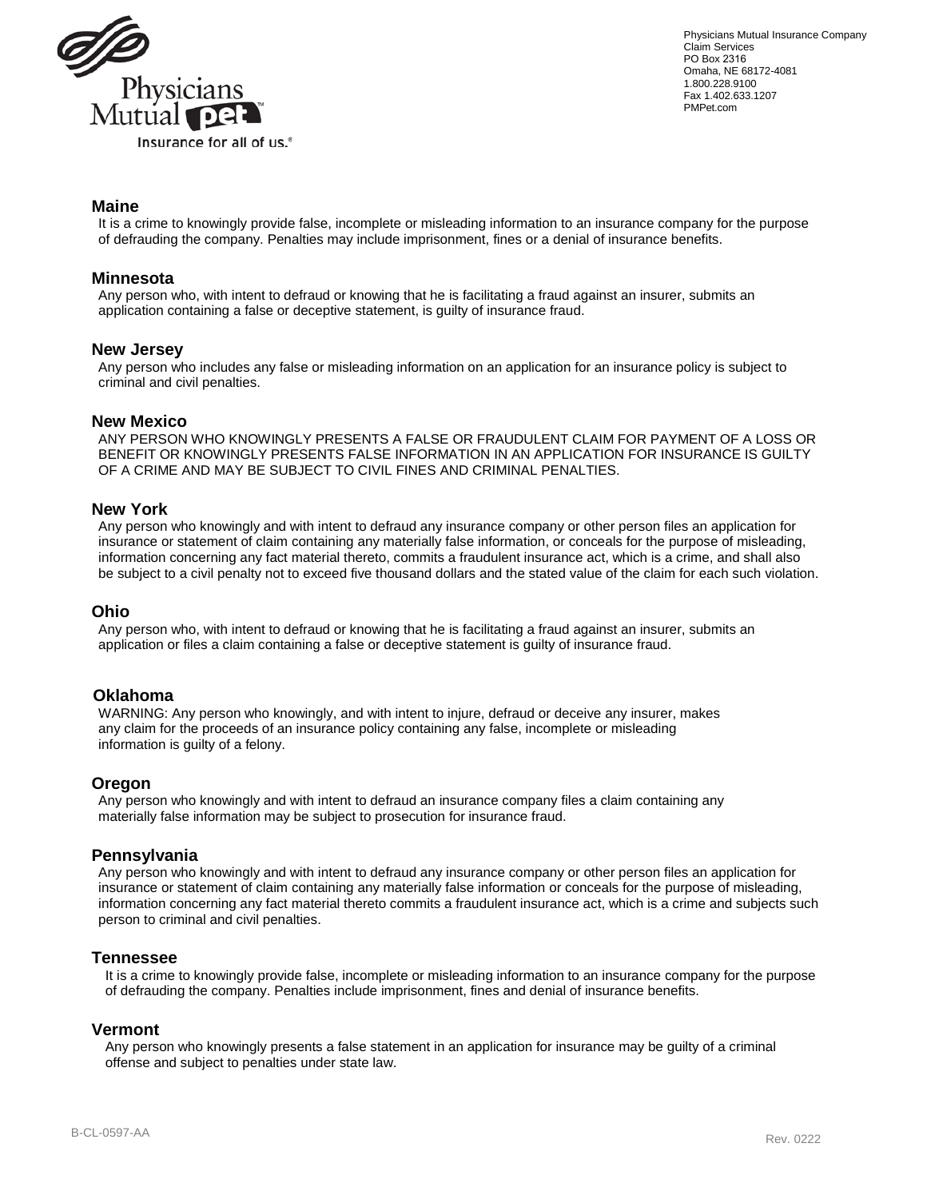Physicians Mutual Insurance Company
Claim Services
PO Box 2316
Omaha, NE 68172-4081
1.800.228.9100
Fax 1.402.633.1207
PMPet.com

**Maine**

It is a crime to knowingly provide false, incomplete or misleading information to an insurance company for the purpose of defrauding the company. Penalties may include imprisonment, fines or a denial of insurance benefits.

**Minnesota**

Any person who, with intent to defraud or knowing that he is facilitating a fraud against an insurer, submits an application containing a false or deceptive statement, is guilty of insurance fraud.

**New Jersey**

Any person who includes any false or misleading information on an application for an insurance policy is subject to criminal and civil penalties.

**New Mexico**

ANY PERSON WHO KNOWINGLY PRESENTS A FALSE OR FRAUDULENT CLAIM FOR PAYMENT OF A LOSS OR BENEFIT OR KNOWINGLY PRESENTS FALSE INFORMATION IN AN APPLICATION FOR INSURANCE IS GUILTY OF A CRIME AND MAY BE SUBJECT TO CIVIL FINES AND CRIMINAL PENALTIES.

**New York**

Any person who knowingly and with intent to defraud any insurance company or other person files an application for insurance or statement of claim containing any materially false information, or conceals for the purpose of misleading, information concerning any fact material thereto, commits a fraudulent insurance act, which is a crime, and shall also be subject to a civil penalty not to exceed five thousand dollars and the stated value of the claim for each such violation.

**Ohio**

Any person who, with intent to defraud or knowing that he is facilitating a fraud against an insurer, submits an application or files a claim containing a false or deceptive statement is guilty of insurance fraud.

**Oklahoma**

WARNING: Any person who knowingly, and with intent to injure, defraud or deceive any insurer, makes any claim for the proceeds of an insurance policy containing any false, incomplete or misleading information is guilty of a felony.

**Oregon**

Any person who knowingly and with intent to defraud an insurance company files a claim containing any materially false information may be subject to prosecution for insurance fraud.

**Pennsylvania**

Any person who knowingly and with intent to defraud any insurance company or other person files an application for insurance or statement of claim containing any materially false information or conceals for the purpose of misleading, information concerning any fact material thereto commits a fraudulent insurance act, which is a crime and subjects such person to criminal and civil penalties.

**Tennessee**

It is a crime to knowingly provide false, incomplete or misleading information to an insurance company for the purpose of defrauding the company. Penalties include imprisonment, fines and denial of insurance benefits.

**Vermont**

Any person who knowingly presents a false statement in an application for insurance may be guilty of a criminal offense and subject to penalties under state law.

B-CL-0597-AA Rev. 0222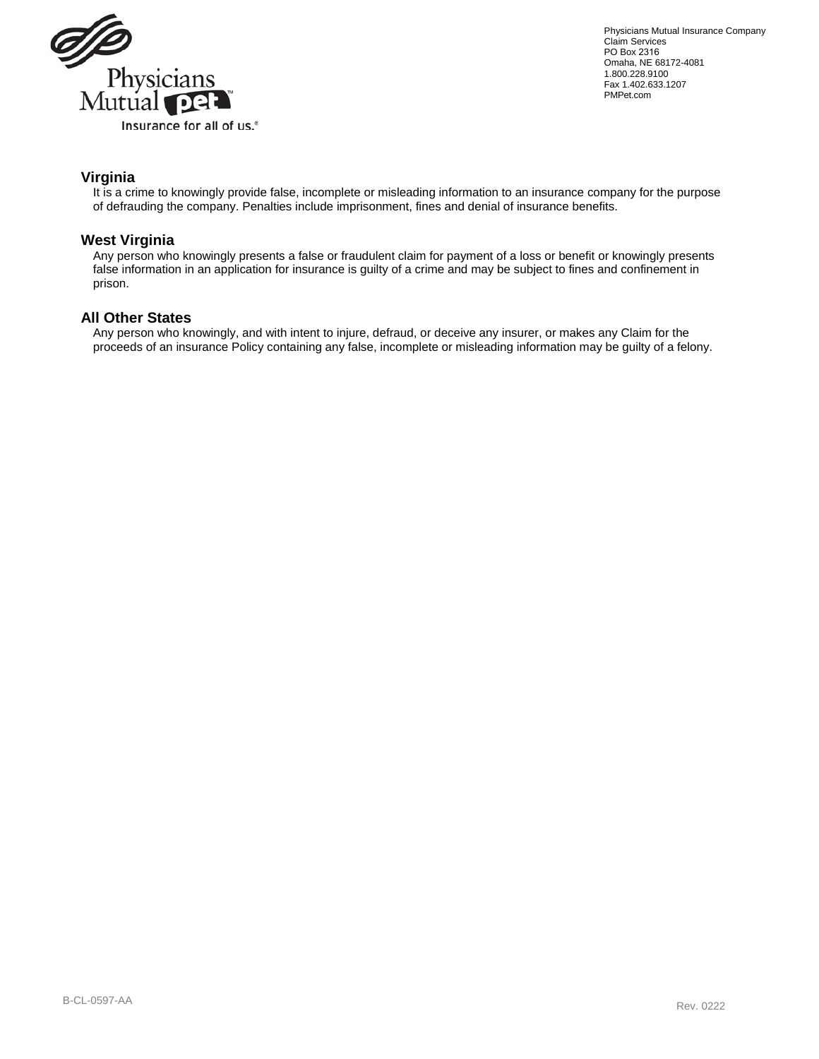Physicians Mutual Insurance Company
Claim Services
PO Box 2316
Omaha, NE 68172-4081
1.800.228.9100
Fax 1.402.633.1207
PMPet.com

### Virginia

It is a crime to knowingly provide false, incomplete or misleading information to an insurance company for the purpose of defrauding the company. Penalties include imprisonment, fines and denial of insurance benefits.

### West Virginia

Any person who knowingly presents a false or fraudulent claim for payment of a loss or benefit or knowingly presents false information in an application for insurance is guilty of a crime and may be subject to fines and confinement in prison.

### All Other States

Any person who knowingly, and with intent to injure, defraud, or deceive any insurer, or makes any Claim for the proceeds of an insurance Policy containing any false, incomplete or misleading information may be guilty of a felony.

B-CL-0597-AA

Rev. 0222